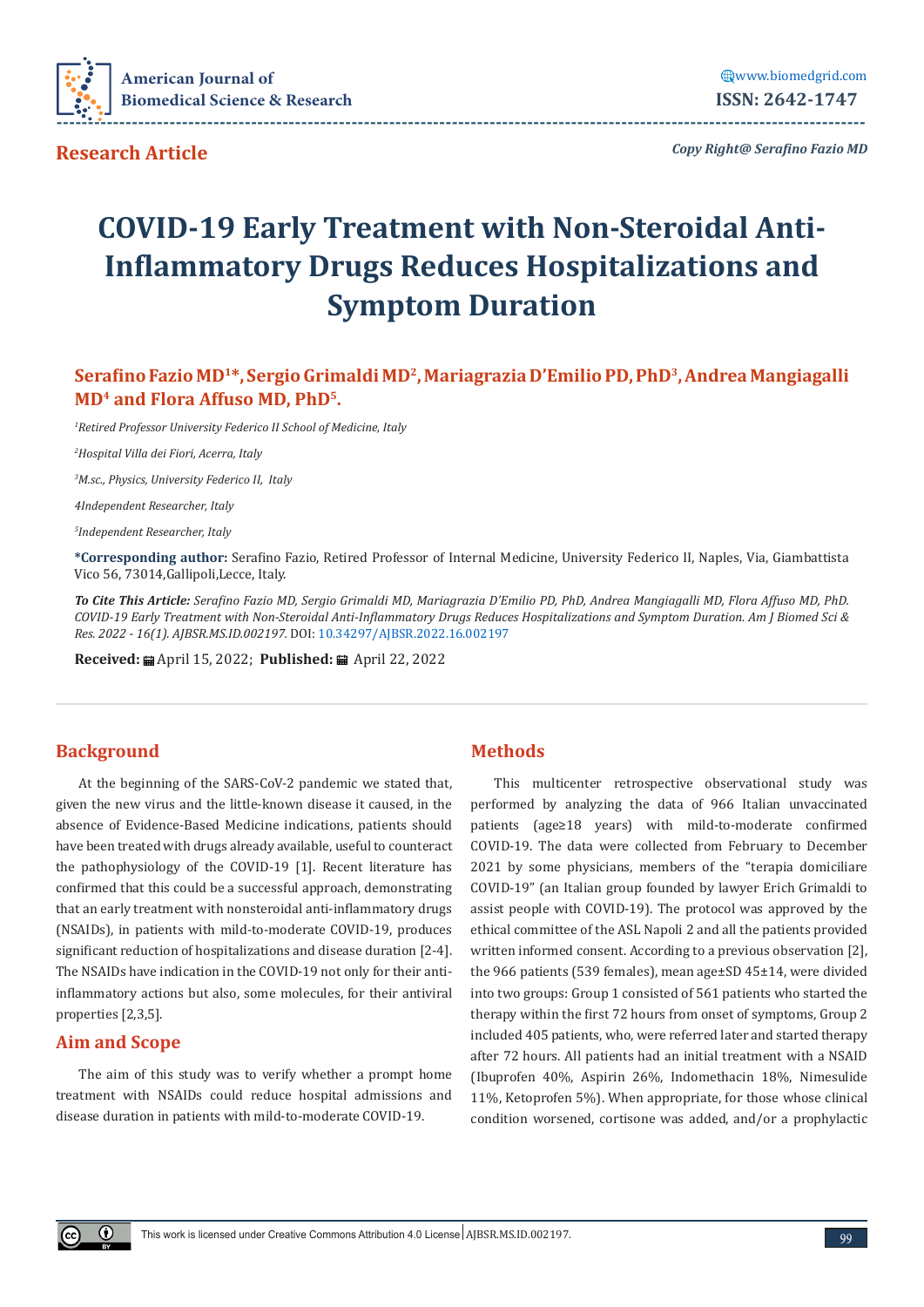**Research Article**

*Copy Right@ Serafino Fazio MD*

# COVID-19 Early Treatment with Non-Steroidal Anti-Inflammatory Drugs Reduces Hospitalizations and Symptom Duration

**Serafino Fazio MD[1]*, Sergio Grimaldi MD[2], Mariagrazia D'Emilio PD, PhD[3], Andrea Mangiagalli MD[4] and Flora Affuso MD, PhD[5].**

*[1]Retired Professor University Federico II School of Medicine, Italy*

*[2]Hospital Villa dei Fiori, Acerra, Italy*

*[3]M.sc., Physics, University Federico II, Italy*

*[4]Independent Researcher, Italy*

*[5]Independent Researcher, Italy*

**\*Corresponding author:** Serafino Fazio, Retired Professor of Internal Medicine, University Federico II, Naples, Via, Giambattista Vico 56, 73014,Gallipoli,Lecce, Italy.

***To Cite This Article:*** *Serafino Fazio MD, Sergio Grimaldi MD, Mariagrazia D'Emilio PD, PhD, Andrea Mangiagalli MD, Flora Affuso MD, PhD. COVID-19 Early Treatment with Non-Steroidal Anti-Inflammatory Drugs Reduces Hospitalizations and Symptom Duration. Am J Biomed Sci & Res. 2022 - 16(1). AJBSR.MS.ID.002197.* DOI: 10.34297/AJBSR.2022.16.002197

**Received:** April 15, 2022; **Published:** April 22, 2022

## Background

At the beginning of the SARS-CoV-2 pandemic we stated that, given the new virus and the little-known disease it caused, in the absence of Evidence-Based Medicine indications, patients should have been treated with drugs already available, useful to counteract the pathophysiology of the COVID-19 [1]. Recent literature has confirmed that this could be a successful approach, demonstrating that an early treatment with nonsteroidal anti-inflammatory drugs (NSAIDs), in patients with mild-to-moderate COVID-19, produces significant reduction of hospitalizations and disease duration [2-4]. The NSAIDs have indication in the COVID-19 not only for their anti-inflammatory actions but also, some molecules, for their antiviral properties [2,3,5].

## Aim and Scope

The aim of this study was to verify whether a prompt home treatment with NSAIDs could reduce hospital admissions and disease duration in patients with mild-to-moderate COVID-19.

## Methods

This multicenter retrospective observational study was performed by analyzing the data of 966 Italian unvaccinated patients (age≥18 years) with mild-to-moderate confirmed COVID-19. The data were collected from February to December 2021 by some physicians, members of the "terapia domiciliare COVID-19" (an Italian group founded by lawyer Erich Grimaldi to assist people with COVID-19). The protocol was approved by the ethical committee of the ASL Napoli 2 and all the patients provided written informed consent. According to a previous observation [2], the 966 patients (539 females), mean age±SD 45±14, were divided into two groups: Group 1 consisted of 561 patients who started the therapy within the first 72 hours from onset of symptoms, Group 2 included 405 patients, who, were referred later and started therapy after 72 hours. All patients had an initial treatment with a NSAID (Ibuprofen 40%, Aspirin 26%, Indomethacin 18%, Nimesulide 11%, Ketoprofen 5%). When appropriate, for those whose clinical condition worsened, cortisone was added, and/or a prophylactic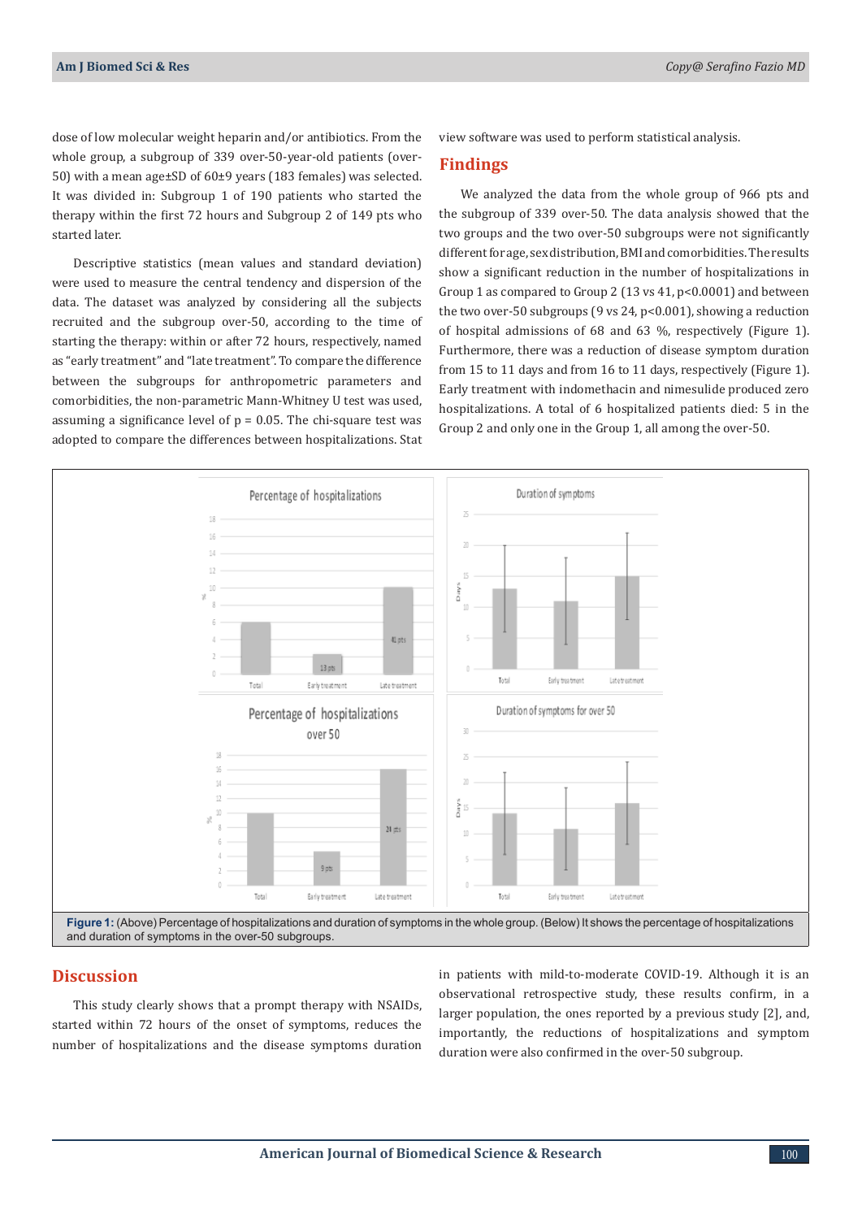dose of low molecular weight heparin and/or antibiotics. From the whole group, a subgroup of 339 over-50-year-old patients (over-50) with a mean age±SD of 60±9 years (183 females) was selected. It was divided in: Subgroup 1 of 190 patients who started the therapy within the first 72 hours and Subgroup 2 of 149 pts who started later.

Descriptive statistics (mean values and standard deviation) were used to measure the central tendency and dispersion of the data. The dataset was analyzed by considering all the subjects recruited and the subgroup over-50, according to the time of starting the therapy: within or after 72 hours, respectively, named as "early treatment" and "late treatment". To compare the difference between the subgroups for anthropometric parameters and comorbidities, the non-parametric Mann-Whitney U test was used, assuming a significance level of $p = 0.05$. The chi-square test was adopted to compare the differences between hospitalizations. Stat view software was used to perform statistical analysis.

## Findings

We analyzed the data from the whole group of 966 pts and the subgroup of 339 over-50. The data analysis showed that the two groups and the two over-50 subgroups were not significantly different for age, sex distribution, BMI and comorbidities. The results show a significant reduction in the number of hospitalizations in Group 1 as compared to Group 2 (13 vs 41, $p<0.0001$) and between the two over-50 subgroups (9 vs 24, $p<0.001$), showing a reduction of hospital admissions of 68 and 63 %, respectively (Figure 1). Furthermore, there was a reduction of disease symptom duration from 15 to 11 days and from 16 to 11 days, respectively (Figure 1). Early treatment with indomethacin and nimesulide produced zero hospitalizations. A total of 6 hospitalized patients died: 5 in the Group 2 and only one in the Group 1, all among the over-50.

**Figure 1:** (Above) Percentage of hospitalizations and duration of symptoms in the whole group. (Below) It shows the percentage of hospitalizations and duration of symptoms in the over-50 subgroups.

## Discussion

This study clearly shows that a prompt therapy with NSAIDs, started within 72 hours of the onset of symptoms, reduces the number of hospitalizations and the disease symptoms duration in patients with mild-to-moderate COVID-19. Although it is an observational retrospective study, these results confirm, in a larger population, the ones reported by a previous study [2], and, importantly, the reductions of hospitalizations and symptom duration were also confirmed in the over-50 subgroup.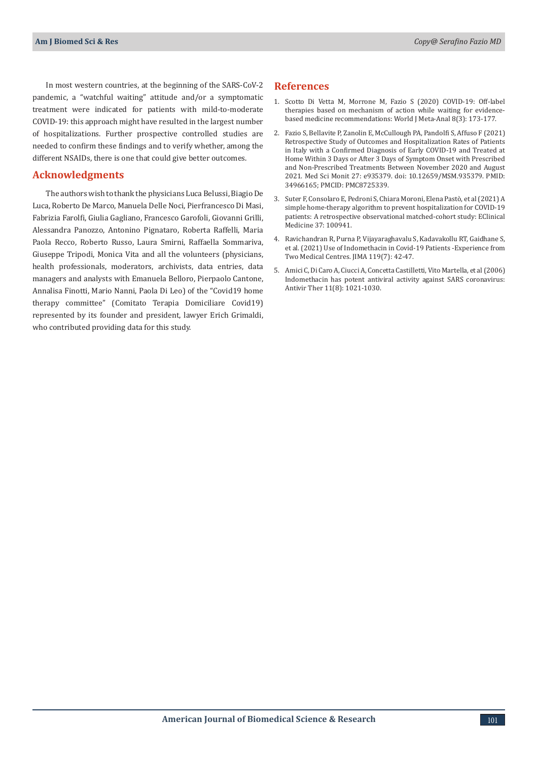In most western countries, at the beginning of the SARS-CoV-2 pandemic, a "watchful waiting" attitude and/or a symptomatic treatment were indicated for patients with mild-to-moderate COVID-19: this approach might have resulted in the largest number of hospitalizations. Further prospective controlled studies are needed to confirm these findings and to verify whether, among the different NSAIDs, there is one that could give better outcomes.

## Acknowledgments

The authors wish to thank the physicians Luca Belussi, Biagio De Luca, Roberto De Marco, Manuela Delle Noci, Pierfrancesco Di Masi, Fabrizia Farolfi, Giulia Gagliano, Francesco Garofoli, Giovanni Grilli, Alessandra Panozzo, Antonino Pignataro, Roberta Raffelli, Maria Paola Recco, Roberto Russo, Laura Smirni, Raffaella Sommariva, Giuseppe Tripodi, Monica Vita and all the volunteers (physicians, health professionals, moderators, archivists, data entries, data managers and analysts with Emanuela Belloro, Pierpaolo Cantone, Annalisa Finotti, Mario Nanni, Paola Di Leo) of the "Covid19 home therapy committee" (Comitato Terapia Domiciliare Covid19) represented by its founder and president, lawyer Erich Grimaldi, who contributed providing data for this study.

## References

1. Scotto Di Vetta M, Morrone M, Fazio S (2020) COVID-19: Off-label therapies based on mechanism of action while waiting for evidence-based medicine recommendations: World J Meta-Anal 8(3): 173-177.
2. Fazio S, Bellavite P, Zanolin E, McCullough PA, Pandolfi S, Affuso F (2021) Retrospective Study of Outcomes and Hospitalization Rates of Patients in Italy with a Confirmed Diagnosis of Early COVID-19 and Treated at Home Within 3 Days or After 3 Days of Symptom Onset with Prescribed and Non-Prescribed Treatments Between November 2020 and August 2021. Med Sci Monit 27: e935379. doi: 10.12659/MSM.935379. PMID: 34966165; PMCID: PMC8725339.
3. Suter F, Consolaro E, Pedroni S, Chiara Moroni, Elena Pastò, et al (2021) A simple home-therapy algorithm to prevent hospitalization for COVID-19 patients: A retrospective observational matched-cohort study: EClinical Medicine 37: 100941.
4. Ravichandran R, Purna P, Vijayaraghavalu S, Kadavakollu RT, Gaidhane S, et al. (2021) Use of Indomethacin in Covid-19 Patients -Experience from Two Medical Centres. JIMA 119(7): 42-47.
5. Amici C, Di Caro A, Ciucci A, Concetta Castilletti, Vito Martella, et al (2006) Indomethacin has potent antiviral activity against SARS coronavirus: Antivir Ther 11(8): 1021-1030.